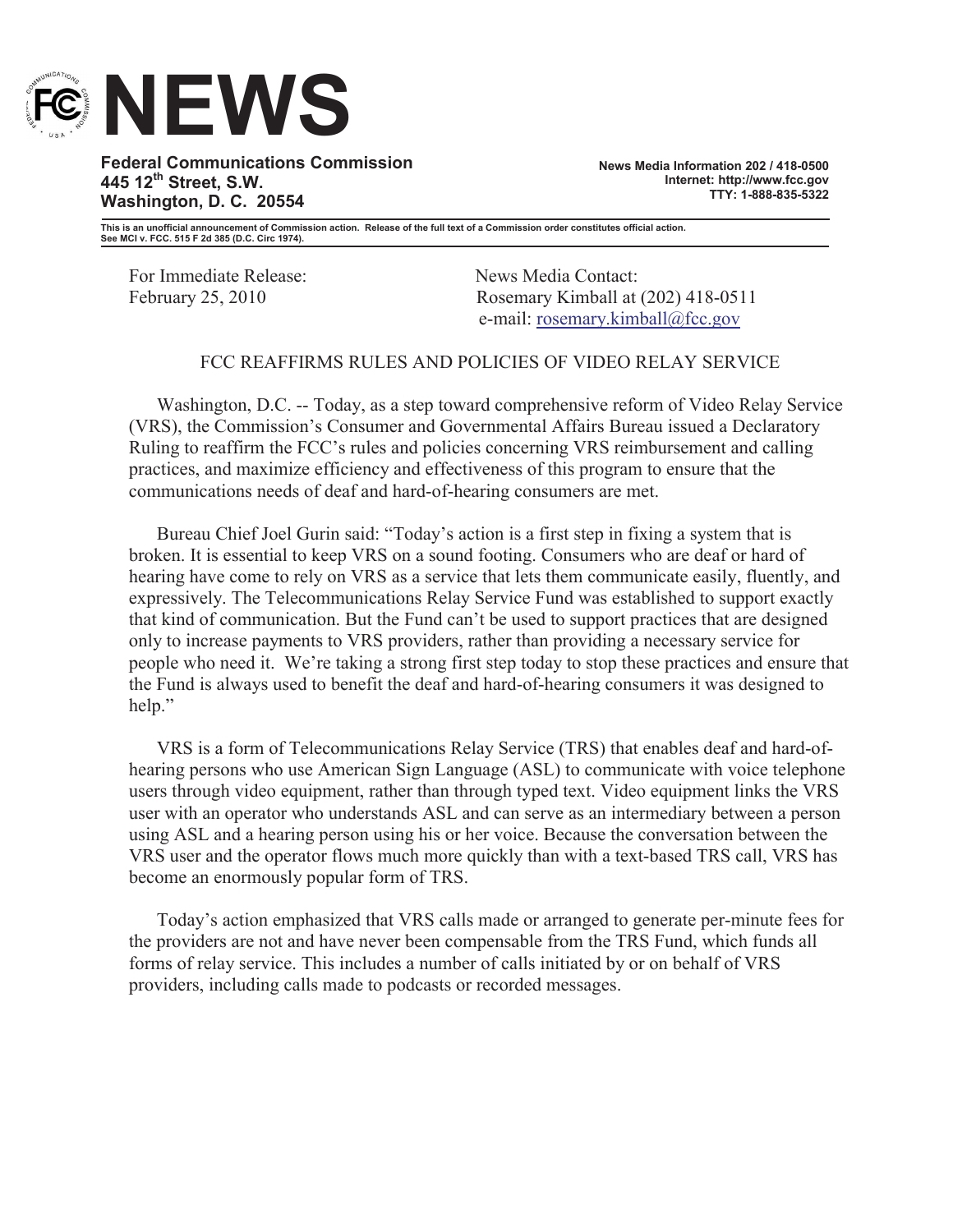# NEWS

**Federal Communications Commission**
**445 12th Street, S.W.**
**Washington, D. C. 20554**

**News Media Information 202 / 418-0500**
**Internet: http://www.fcc.gov**
**TTY: 1-888-835-5322**

**This is an unofficial announcement of Commission action. Release of the full text of a Commission order constitutes official action. See MCI v. FCC. 515 F 2d 385 (D.C. Circ 1974).**

For Immediate Release:
February 25, 2010

News Media Contact:
Rosemary Kimball at (202) 418-0511
e-mail: rosemary.kimball@fcc.gov

## FCC REAFFIRMS RULES AND POLICIES OF VIDEO RELAY SERVICE

Washington, D.C. -- Today, as a step toward comprehensive reform of Video Relay Service (VRS), the Commission's Consumer and Governmental Affairs Bureau issued a Declaratory Ruling to reaffirm the FCC's rules and policies concerning VRS reimbursement and calling practices, and maximize efficiency and effectiveness of this program to ensure that the communications needs of deaf and hard-of-hearing consumers are met.

Bureau Chief Joel Gurin said: "Today's action is a first step in fixing a system that is broken. It is essential to keep VRS on a sound footing. Consumers who are deaf or hard of hearing have come to rely on VRS as a service that lets them communicate easily, fluently, and expressively. The Telecommunications Relay Service Fund was established to support exactly that kind of communication. But the Fund can't be used to support practices that are designed only to increase payments to VRS providers, rather than providing a necessary service for people who need it. We're taking a strong first step today to stop these practices and ensure that the Fund is always used to benefit the deaf and hard-of-hearing consumers it was designed to help."

VRS is a form of Telecommunications Relay Service (TRS) that enables deaf and hard-of-hearing persons who use American Sign Language (ASL) to communicate with voice telephone users through video equipment, rather than through typed text. Video equipment links the VRS user with an operator who understands ASL and can serve as an intermediary between a person using ASL and a hearing person using his or her voice. Because the conversation between the VRS user and the operator flows much more quickly than with a text-based TRS call, VRS has become an enormously popular form of TRS.

Today's action emphasized that VRS calls made or arranged to generate per-minute fees for the providers are not and have never been compensable from the TRS Fund, which funds all forms of relay service. This includes a number of calls initiated by or on behalf of VRS providers, including calls made to podcasts or recorded messages.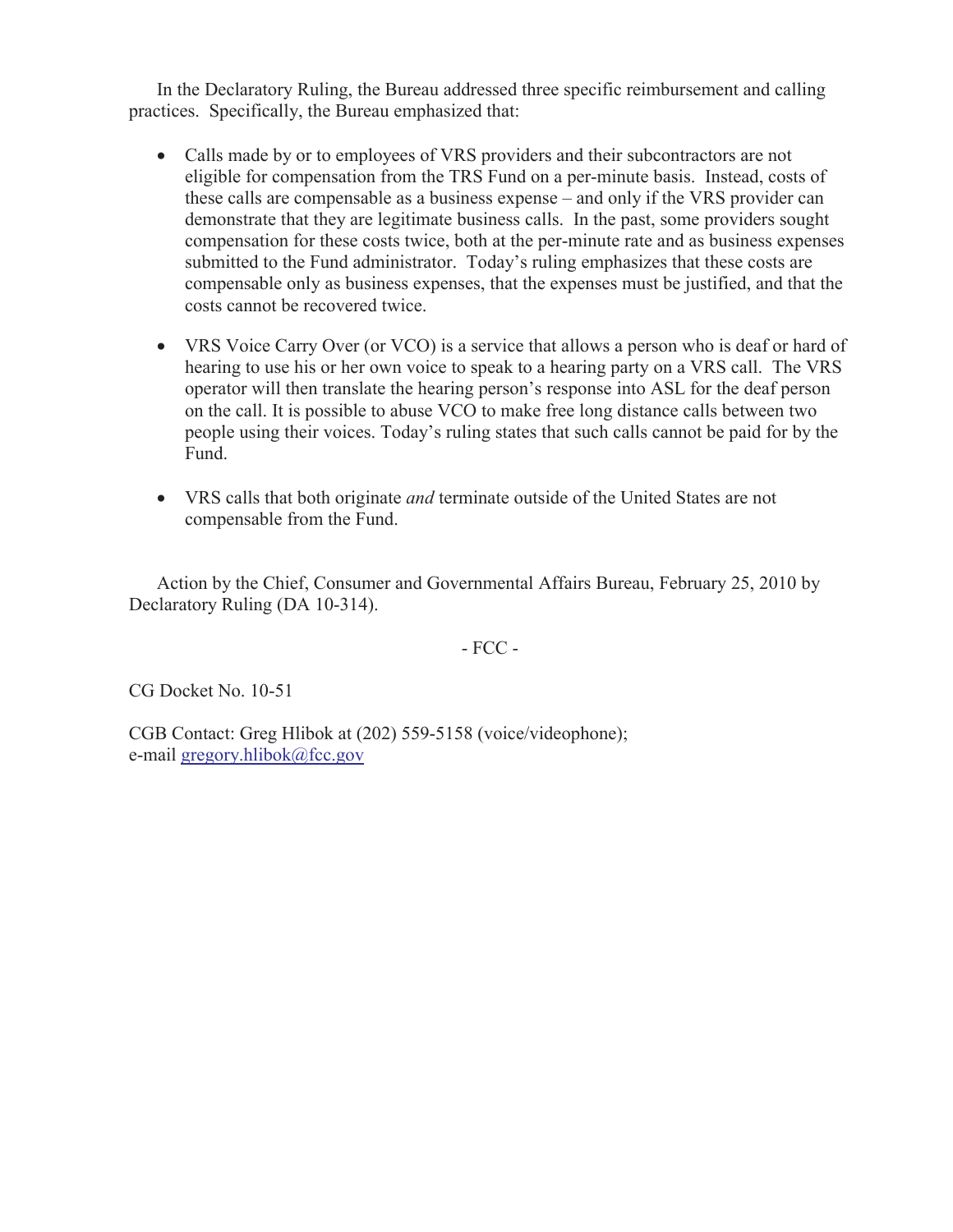In the Declaratory Ruling, the Bureau addressed three specific reimbursement and calling practices. Specifically, the Bureau emphasized that:

- Calls made by or to employees of VRS providers and their subcontractors are not eligible for compensation from the TRS Fund on a per-minute basis. Instead, costs of these calls are compensable as a business expense – and only if the VRS provider can demonstrate that they are legitimate business calls. In the past, some providers sought compensation for these costs twice, both at the per-minute rate and as business expenses submitted to the Fund administrator. Today's ruling emphasizes that these costs are compensable only as business expenses, that the expenses must be justified, and that the costs cannot be recovered twice.

- VRS Voice Carry Over (or VCO) is a service that allows a person who is deaf or hard of hearing to use his or her own voice to speak to a hearing party on a VRS call. The VRS operator will then translate the hearing person's response into ASL for the deaf person on the call. It is possible to abuse VCO to make free long distance calls between two people using their voices. Today's ruling states that such calls cannot be paid for by the Fund.

- VRS calls that both originate *and* terminate outside of the United States are not compensable from the Fund.

Action by the Chief, Consumer and Governmental Affairs Bureau, February 25, 2010 by Declaratory Ruling (DA 10-314).

- FCC -

CG Docket No. 10-51

CGB Contact: Greg Hlibok at (202) 559-5158 (voice/videophone);
e-mail gregory.hlibok@fcc.gov